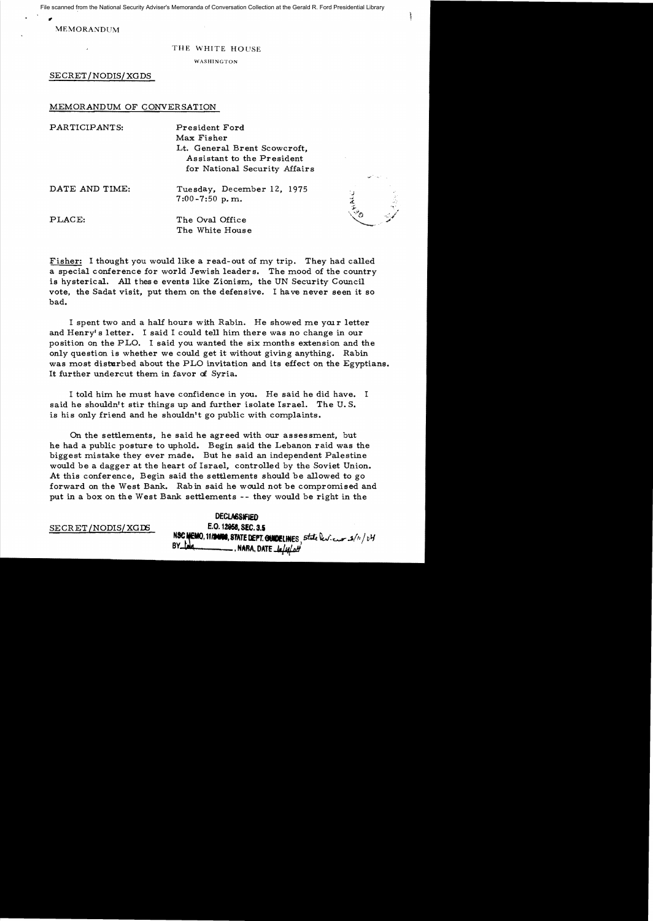File scanned from the National Security Adviser's Memoranda of Conversation Collection at the Gerald R. Ford Presidential Library

MEMORANDUM

THE WHITE HOUSE

WASHINGTON

SECRET/NODIS/XGDS

MEMORANDUM OF CONVERSATION

PARTICIPANTS: President Ford
Max Fisher
Lt. General Brent Scowcroft, Assistant to the President for National Security Affairs

DATE AND TIME: Tuesday, December 12, 1975
7:00-7:50 p.m.

PLACE: The Oval Office
The White House

Fisher: I thought you would like a read-out of my trip. They had called a special conference for world Jewish leaders. The mood of the country is hysterical. All these events like Zionism, the UN Security Council vote, the Sadat visit, put them on the defensive. I have never seen it so bad.

I spent two and a half hours with Rabin. He showed me your letter and Henry's letter. I said I could tell him there was no change in our position on the PLO. I said you wanted the six months extension and the only question is whether we could get it without giving anything. Rabin was most disturbed about the PLO invitation and its effect on the Egyptians. It further undercut them in favor of Syria.

I told him he must have confidence in you. He said he did have. I said he shouldn't stir things up and further isolate Israel. The U.S. is his only friend and he shouldn't go public with complaints.

On the settlements, he said he agreed with our assessment, but he had a public posture to uphold. Begin said the Lebanon raid was the biggest mistake they ever made. But he said an independent Palestine would be a dagger at the heart of Israel, controlled by the Soviet Union. At this conference, Begin said the settlements should be allowed to go forward on the West Bank. Rabin said he would not be compromised and put in a box on the West Bank settlements -- they would be right in the

SECRET/NODIS/XGDS

DECLASSIFIED
E.O. 12958, SEC. 3.5
NSC MEMO, 11/24/98, STATE DEPT. GUIDELINES, State Review 3/11/04
BY ___, NARA, DATE 6/4/04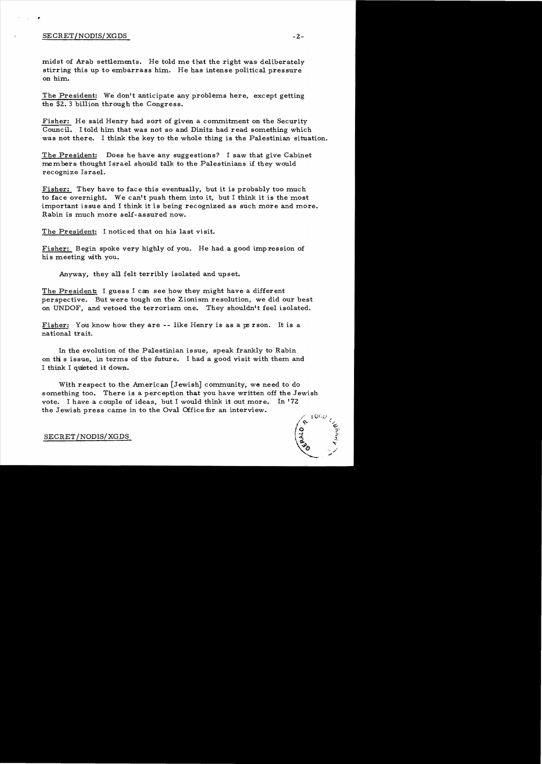midst of Arab settlements. He told me that the right was deliberately stirring this up to embarrass him. He has intense political pressure on him.

The President: We don't anticipate any problems here, except getting the $2.3 billion through the Congress.

Fisher: He said Henry had sort of given a commitment on the Security Council. I told him that was not so and Dinitz had read something which was not there. I think the key to the whole thing is the Palestinian situation.

The President: Does he have any suggestions? I saw that give Cabinet members thought Israel should talk to the Palestinians if they would recognize Israel.

Fisher: They have to face this eventually, but it is probably too much to face overnight. We can't push them into it, but I think it is the most important issue and I think it is being recognized as such more and more. Rabin is much more self-assured now.

The President: I noticed that on his last visit.

Fisher: Begin spoke very highly of you. He had a good impression of his meeting with you.

Anyway, they all felt terribly isolated and upset.

The President: I guess I can see how they might have a different perspective. But were tough on the Zionism resolution, we did our best on UNDOF, and vetoed the terrorism one. They shouldn't feel isolated.

Fisher: You know how they are -- like Henry is as a person. It is a national trait.

In the evolution of the Palestinian issue, speak frankly to Rabin on this issue, in terms of the future. I had a good visit with them and I think I quieted it down.

With respect to the American [Jewish] community, we need to do something too. There is a perception that you have written off the Jewish vote. I have a couple of ideas, but I would think it out more. In '72 the Jewish press came in to the Oval Office for an interview.

SECRET/NODIS/XGDS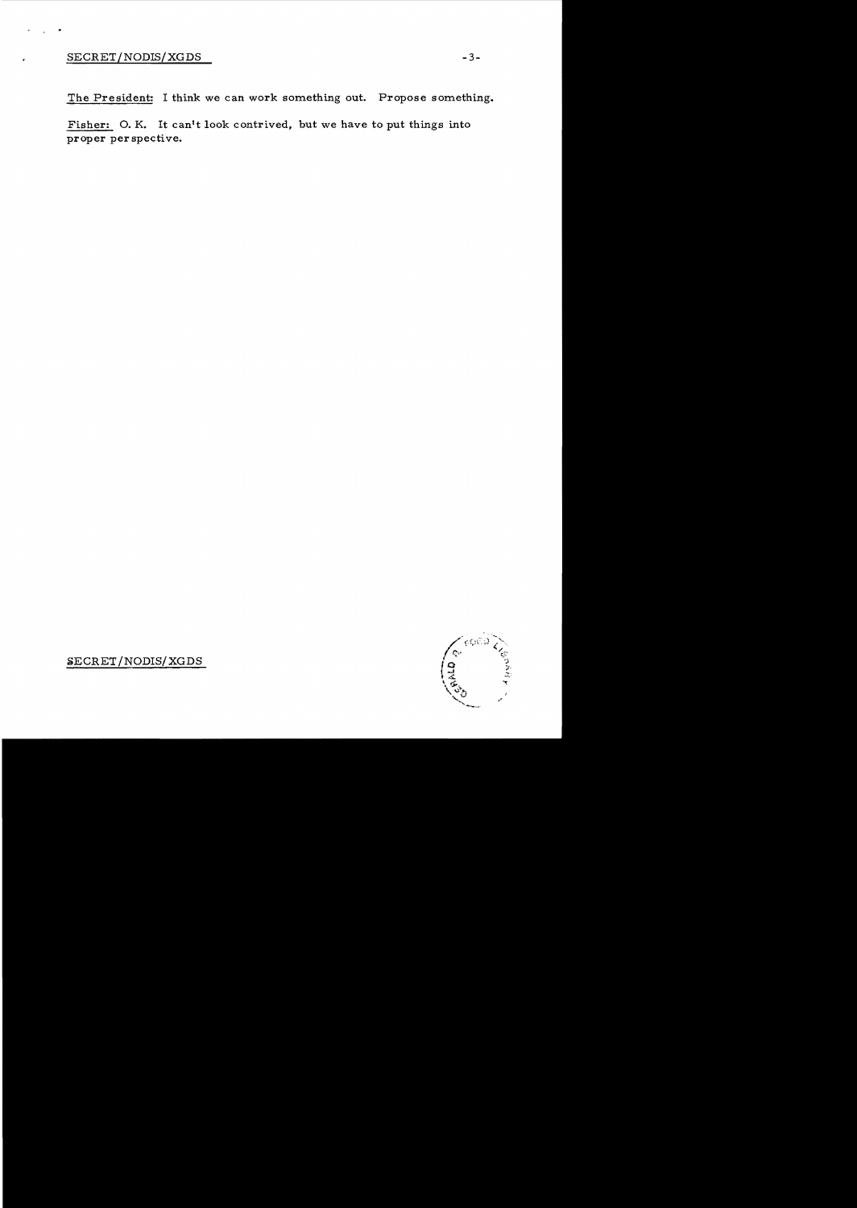The President: I think we can work something out. Propose something.

Fisher: O. K. It can't look contrived, but we have to put things into proper perspective.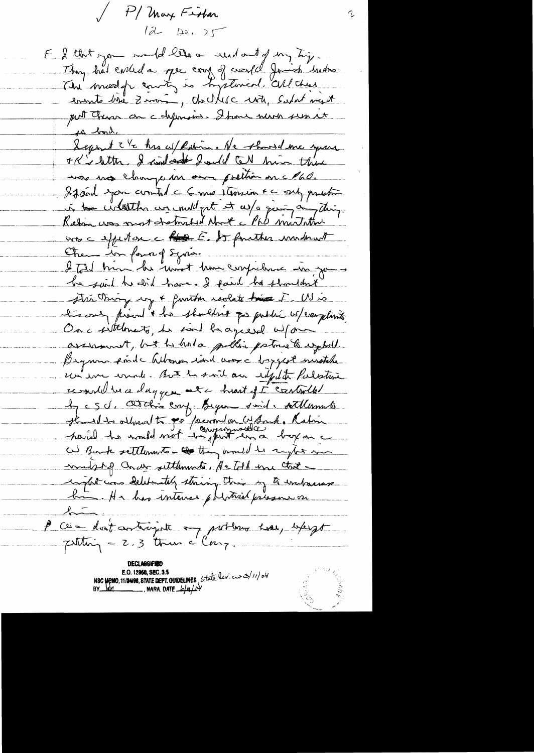/ P/ Max Fisher

12 Dec 75

F I thot you would like a readout of my trip. They had called a spec conf of world Jewish leaders. The mood of country is hysterical. All these events like Zionism, the UNSC vote, Sadat visit put them in a depression. I have never seen it so bad.

I spent 2½ hrs w/ Rabin. He showed me your & K's letter. I said I would tell him there was no change in our position on the PLO. I said you wanted the same things & the only question is whether we could get it w/o giving anything. Rabin was most disturbed about the PLO invitation was the effect on the E. To further undercut them in favor of Syria.

I told him he must have confidence in you — he said he did have. I said he shouldn't stir things up & further isolate I. US is his only friend & he shouldn't go public w/ complaints. On the settlements, he said he agreed w/ our assessment, but he had a political posture to uphold. Begun said the Lebanon raid was the biggest mistake we ever made. But he said an independent Palestine would be a dagger at the heart of I controlled by the S.U. At this conf. Begun said settlements should be allowed to go forward on W Bank. Rabin said he would not be put in a box on the W Bank settlements — they would be right in midst of Arab settlements. He told me that the right was deliberately stirring this up to embarrass him. He has intense political pressure on him.

P We don't anticipate any problems here, except getting the 2.3 thru the Cong.

DECLASSIFIED
E.O. 12958, SEC. 3.5
NSC MEMO, 11/24/98, STATE DEPT. GUIDELINES, State Rev. 3/11/04
BY ___ NARA, DATE 6/4/04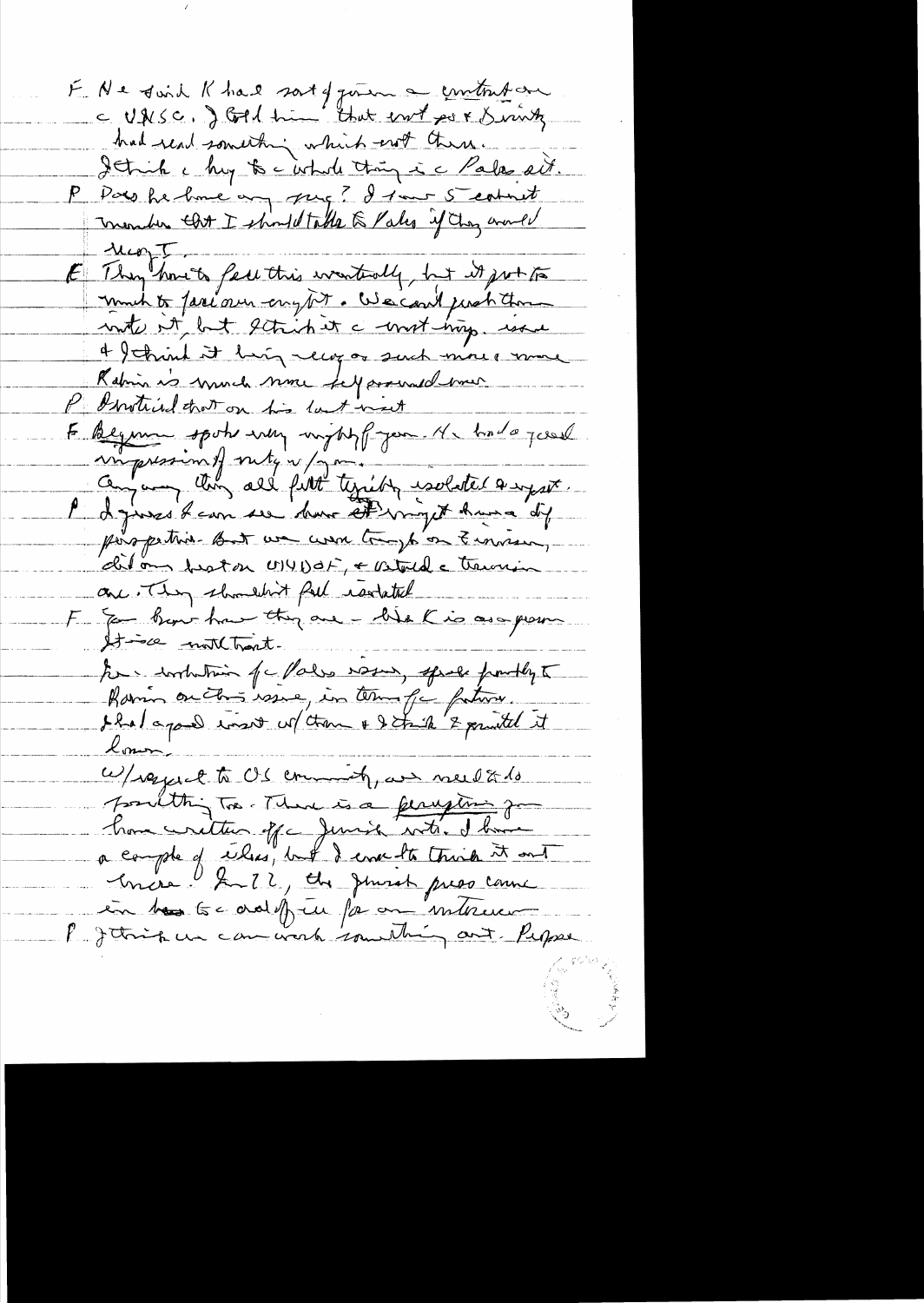F. He said K had sort of given a contract on the UNSC. I told him that we've put Dinitz had read something which isn't there.

I think the key to the whole thing is the Palestinians.

P. Does he have any suggestions? I think it's a member that I should talk to Pales if they would recognize.

F. They have to feel this eventually, but it's not too much to face our enemy. We can't push them into it, but I think it's the most important issue and I think it being recognized as such more and more. Rabin is much more self-assured now.

P. I noticed that on his last visit.

F. Begun spoke very highly of you. He had a good impression of unity w/ you.

Anyway they all felt terribly isolated and upset.

P. I guess I can see how it might have a different perspective. But we were tough on Zionism, did our best on UNDOF, and watered the Zionism one. They shouldn't feel isolated.

F. You know how they are — like K is a person. It's not that.

For a solution of the Palestine issue, speak frankly to Rabin on this issue, in terms of future. I had a good visit w/ them and I think I painted it honestly.

W/respect to US community, we need to do something too. There is a perception you have written off the Jewish vote. I have a couple of ideas, but I want to think it out more. Jan 22, the Jewish press came in here to do a story for an interview.

P. I think we can work something out. Suppose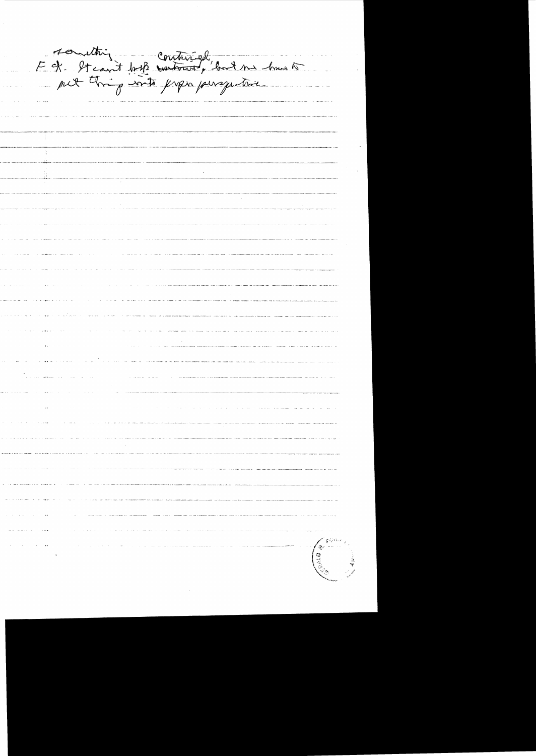something contrived
F. K. It can't be contrived, but we have to put things into proper perspective.